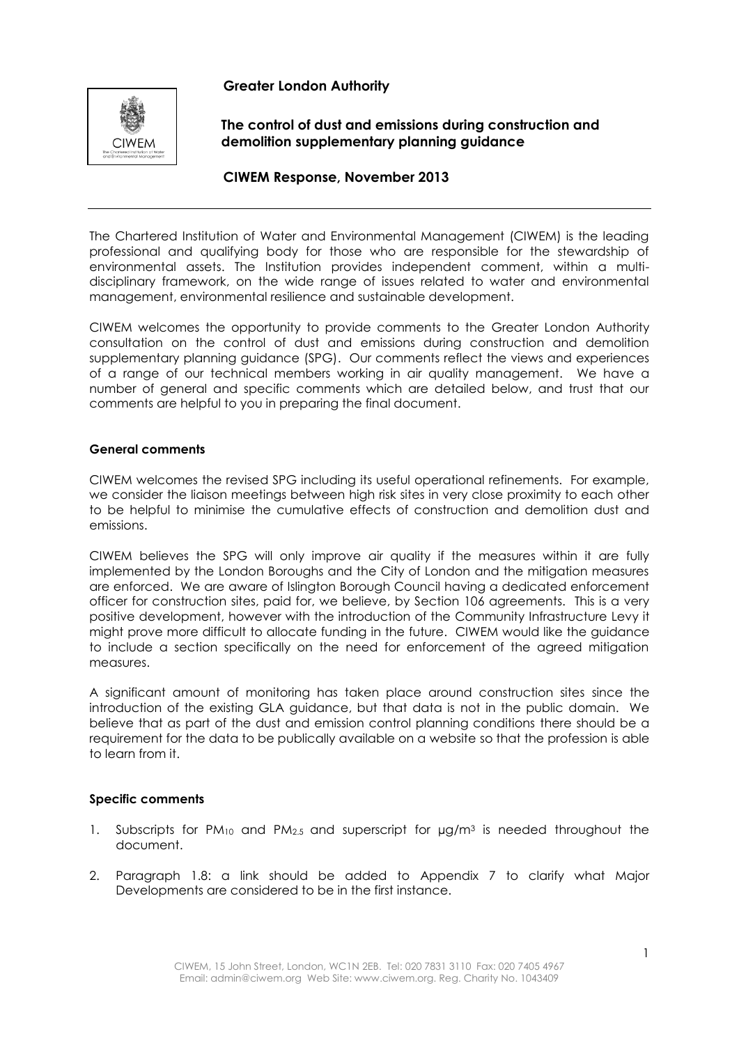**Greater London Authority**

**The control of dust and emissions during construction and demolition supplementary planning guidance**

**CIWEM Response, November 2013**

---

The Chartered Institution of Water and Environmental Management (CIWEM) is the leading professional and qualifying body for those who are responsible for the stewardship of environmental assets. The Institution provides independent comment, within a multi-disciplinary framework, on the wide range of issues related to water and environmental management, environmental resilience and sustainable development.

CIWEM welcomes the opportunity to provide comments to the Greater London Authority consultation on the control of dust and emissions during construction and demolition supplementary planning guidance (SPG). Our comments reflect the views and experiences of a range of our technical members working in air quality management. We have a number of general and specific comments which are detailed below, and trust that our comments are helpful to you in preparing the final document.

**General comments**

CIWEM welcomes the revised SPG including its useful operational refinements. For example, we consider the liaison meetings between high risk sites in very close proximity to each other to be helpful to minimise the cumulative effects of construction and demolition dust and emissions.

CIWEM believes the SPG will only improve air quality if the measures within it are fully implemented by the London Boroughs and the City of London and the mitigation measures are enforced. We are aware of Islington Borough Council having a dedicated enforcement officer for construction sites, paid for, we believe, by Section 106 agreements. This is a very positive development, however with the introduction of the Community Infrastructure Levy it might prove more difficult to allocate funding in the future. CIWEM would like the guidance to include a section specifically on the need for enforcement of the agreed mitigation measures.

A significant amount of monitoring has taken place around construction sites since the introduction of the existing GLA guidance, but that data is not in the public domain. We believe that as part of the dust and emission control planning conditions there should be a requirement for the data to be publically available on a website so that the profession is able to learn from it.

**Specific comments**

1. Subscripts for $PM_{10}$ and $PM_{2.5}$ and superscript for $\mu g/m^3$ is needed throughout the document.
2. Paragraph 1.8: a link should be added to Appendix 7 to clarify what Major Developments are considered to be in the first instance.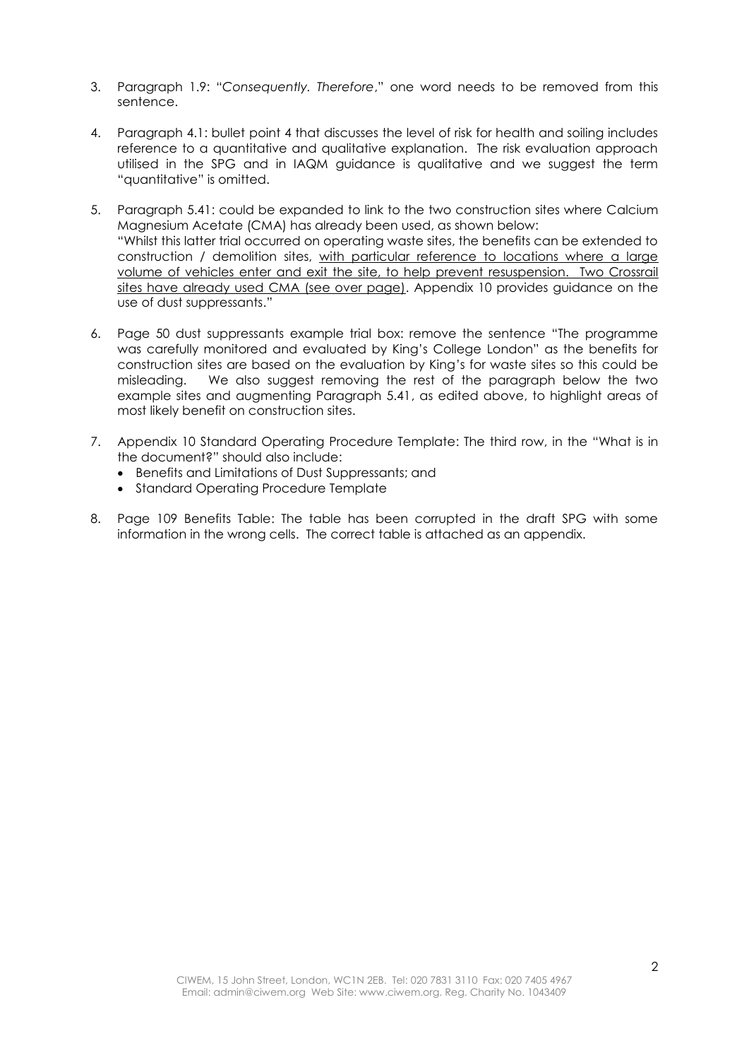3. Paragraph 1.9: "*Consequently. Therefore*," one word needs to be removed from this sentence.

4. Paragraph 4.1: bullet point 4 that discusses the level of risk for health and soiling includes reference to a quantitative and qualitative explanation. The risk evaluation approach utilised in the SPG and in IAQM guidance is qualitative and we suggest the term "quantitative" is omitted.

5. Paragraph 5.41: could be expanded to link to the two construction sites where Calcium Magnesium Acetate (CMA) has already been used, as shown below:
   "Whilst this latter trial occurred on operating waste sites, the benefits can be extended to construction / demolition sites, <u>with particular reference to locations where a large volume of vehicles enter and exit the site, to help prevent resuspension. Two Crossrail sites have already used CMA (see over page)</u>. Appendix 10 provides guidance on the use of dust suppressants."

6. Page 50 dust suppressants example trial box: remove the sentence "The programme was carefully monitored and evaluated by King's College London" as the benefits for construction sites are based on the evaluation by King's for waste sites so this could be misleading. We also suggest removing the rest of the paragraph below the two example sites and augmenting Paragraph 5.41, as edited above, to highlight areas of most likely benefit on construction sites.

7. Appendix 10 Standard Operating Procedure Template: The third row, in the "What is in the document?" should also include:
   - Benefits and Limitations of Dust Suppressants; and
   - Standard Operating Procedure Template

8. Page 109 Benefits Table: The table has been corrupted in the draft SPG with some information in the wrong cells. The correct table is attached as an appendix.

CIWEM, 15 John Street, London, WC1N 2EB. Tel: 020 7831 3110 Fax: 020 7405 4967
Email: admin@ciwem.org Web Site: www.ciwem.org. Reg. Charity No. 1043409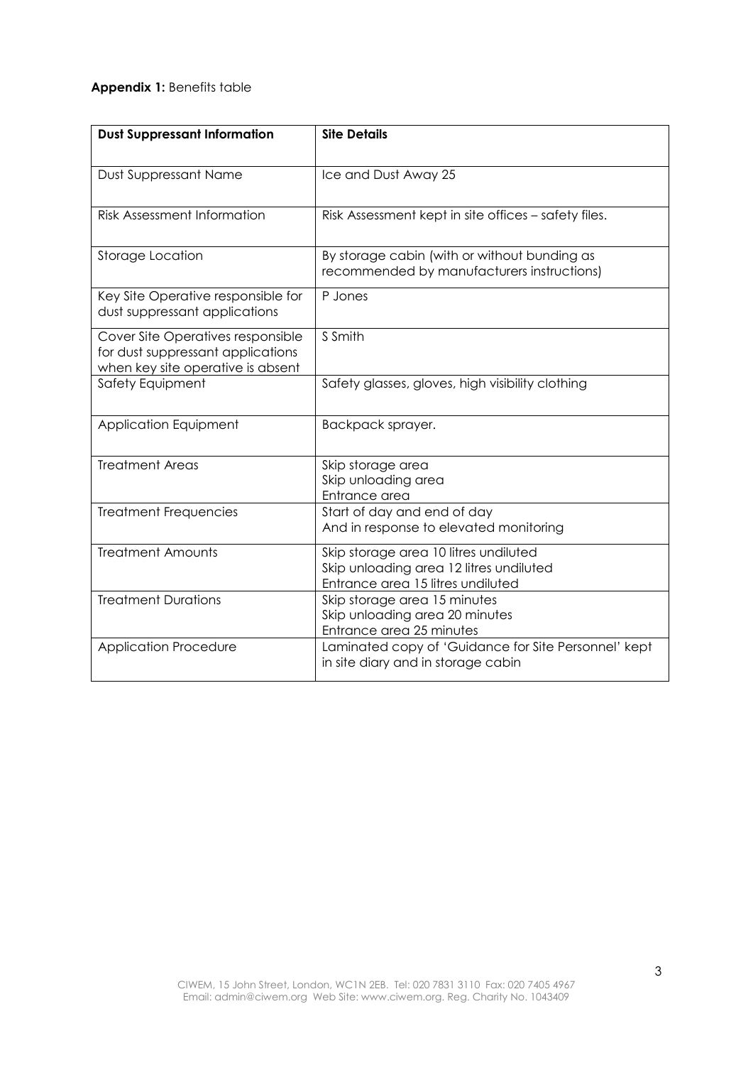**Appendix 1:** Benefits table

| Dust Suppressant Information | Site Details |
|---|---|
| Dust Suppressant Name | Ice and Dust Away 25 |
| Risk Assessment Information | Risk Assessment kept in site offices – safety files. |
| Storage Location | By storage cabin (with or without bunding as recommended by manufacturers instructions) |
| Key Site Operative responsible for dust suppressant applications | P Jones |
| Cover Site Operatives responsible for dust suppressant applications when key site operative is absent | S Smith |
| Safety Equipment | Safety glasses, gloves, high visibility clothing |
| Application Equipment | Backpack sprayer. |
| Treatment Areas | Skip storage area<br>Skip unloading area<br>Entrance area |
| Treatment Frequencies | Start of day and end of day<br>And in response to elevated monitoring |
| Treatment Amounts | Skip storage area 10 litres undiluted<br>Skip unloading area 12 litres undiluted<br>Entrance area 15 litres undiluted |
| Treatment Durations | Skip storage area 15 minutes<br>Skip unloading area 20 minutes<br>Entrance area 25 minutes |
| Application Procedure | Laminated copy of 'Guidance for Site Personnel' kept in site diary and in storage cabin |

CIWEM, 15 John Street, London, WC1N 2EB. Tel: 020 7831 3110 Fax: 020 7405 4967
Email: admin@ciwem.org Web Site: www.ciwem.org. Reg. Charity No. 1043409